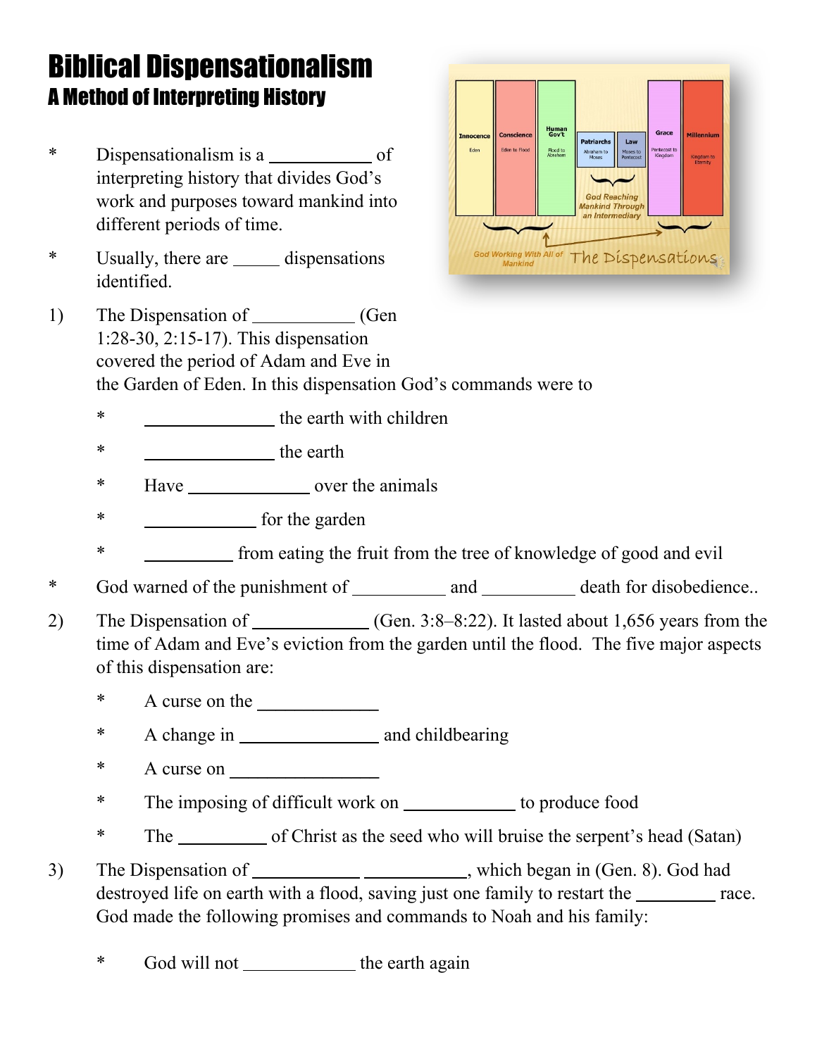# Biblical Dispensationalism

## A Method of Interpreting History

* Dispensationalism is a ___________ of interpreting history that divides God's work and purposes toward mankind into different periods of time.

* Usually, there are _____ dispensations identified.

1) The Dispensation of ___________ (Gen 1:28-30, 2:15-17). This dispensation covered the period of Adam and Eve in the Garden of Eden. In this dispensation God's commands were to

    * ______________ the earth with children
    * ______________ the earth
    * Have _____________ over the animals
    * ____________ for the garden
    * _________ from eating the fruit from the tree of knowledge of good and evil

* God warned of the punishment of __________ and __________ death for disobedience..

2) The Dispensation of ____________ (Gen. 3:8–8:22). It lasted about 1,656 years from the time of Adam and Eve's eviction from the garden until the flood. The five major aspects of this dispensation are:

    * A curse on the ____________
    * A change in _______________ and childbearing
    * A curse on ________________
    * The imposing of difficult work on ____________ to produce food
    * The _________ of Christ as the seed who will bruise the serpent's head (Satan)

3) The Dispensation of ___________ ___________, which began in (Gen. 8). God had destroyed life on earth with a flood, saving just one family to restart the ________ race. God made the following promises and commands to Noah and his family:

    * God will not ____________ the earth again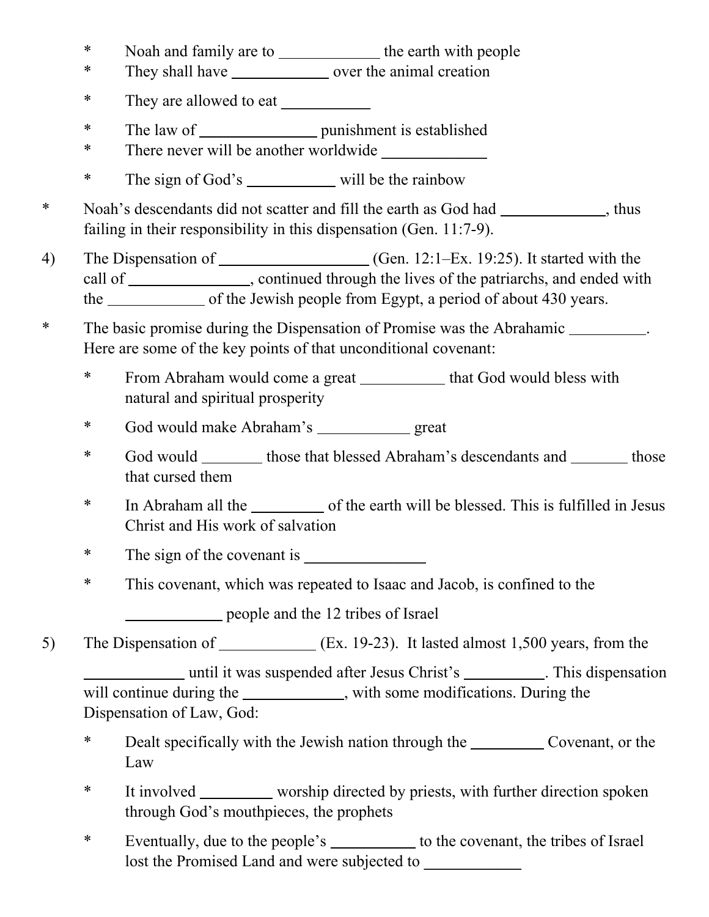* Noah and family are to ____________ the earth with people
  * They shall have ____________ over the animal creation
  * They are allowed to eat ___________
  * The law of ______________ punishment is established
  * There never will be another worldwide _____________
  * The sign of God's ___________ will be the rainbow

* Noah's descendants did not scatter and fill the earth as God had _____________, thus failing in their responsibility in this dispensation (Gen. 11:7-9).

4) The Dispensation of __________________ (Gen. 12:1–Ex. 19:25). It started with the call of _______________, continued through the lives of the patriarchs, and ended with the ____________ of the Jewish people from Egypt, a period of about 430 years.

* The basic promise during the Dispensation of Promise was the Abrahamic _________. Here are some of the key points of that unconditional covenant:
  * From Abraham would come a great __________ that God would bless with natural and spiritual prosperity
  * God would make Abraham's ___________ great
  * God would _______ those that blessed Abraham's descendants and _______ those that cursed them
  * In Abraham all the _________ of the earth will be blessed. This is fulfilled in Jesus Christ and His work of salvation
  * The sign of the covenant is _______________
  * This covenant, which was repeated to Isaac and Jacob, is confined to the ____________ people and the 12 tribes of Israel

5) The Dispensation of ____________ (Ex. 19-23). It lasted almost 1,500 years, from the ____________ until it was suspended after Jesus Christ's __________. This dispensation will continue during the _____________, with some modifications. During the Dispensation of Law, God:
  * Dealt specifically with the Jewish nation through the _________ Covenant, or the Law
  * It involved _________ worship directed by priests, with further direction spoken through God's mouthpieces, the prophets
  * Eventually, due to the people's __________ to the covenant, the tribes of Israel lost the Promised Land and were subjected to ____________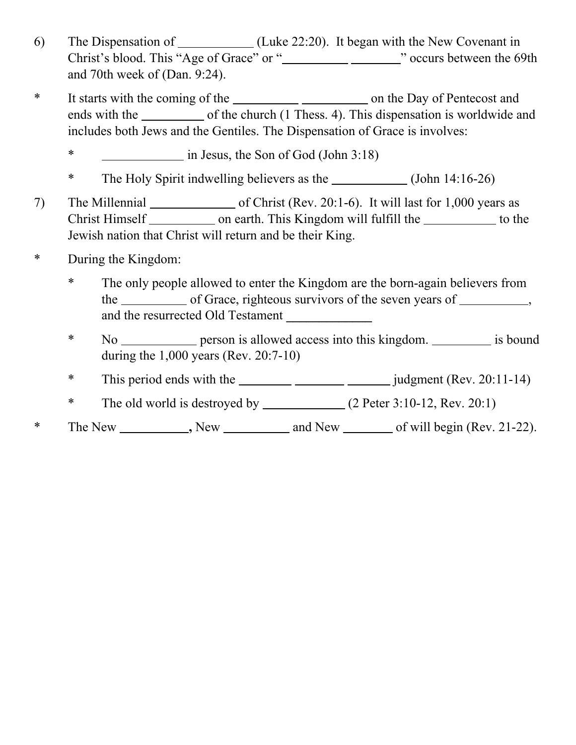6) The Dispensation of ___________ (Luke 22:20). It began with the New Covenant in Christ's blood. This "Age of Grace" or "__________ ________" occurs between the 69th and 70th week of (Dan. 9:24).

* It starts with the coming of the __________ __________ on the Day of Pentecost and ends with the _________ of the church (1 Thess. 4). This dispensation is worldwide and includes both Jews and the Gentiles. The Dispensation of Grace is involves:

  * ____________ in Jesus, the Son of God (John 3:18)

  * The Holy Spirit indwelling believers as the ___________ (John 14:16-26)

7) The Millennial _____________ of Christ (Rev. 20:1-6). It will last for 1,000 years as Christ Himself __________ on earth. This Kingdom will fulfill the ___________ to the Jewish nation that Christ will return and be their King.

* During the Kingdom:

  * The only people allowed to enter the Kingdom are the born-again believers from the __________ of Grace, righteous survivors of the seven years of __________, and the resurrected Old Testament _____________

  * No ___________ person is allowed access into this kingdom. _________ is bound during the 1,000 years (Rev. 20:7-10)

  * This period ends with the ________ ________ _______ judgment (Rev. 20:11-14)

  * The old world is destroyed by ____________ (2 Peter 3:10-12, Rev. 20:1)

* The New __________, New __________ and New _______ of will begin (Rev. 21-22).